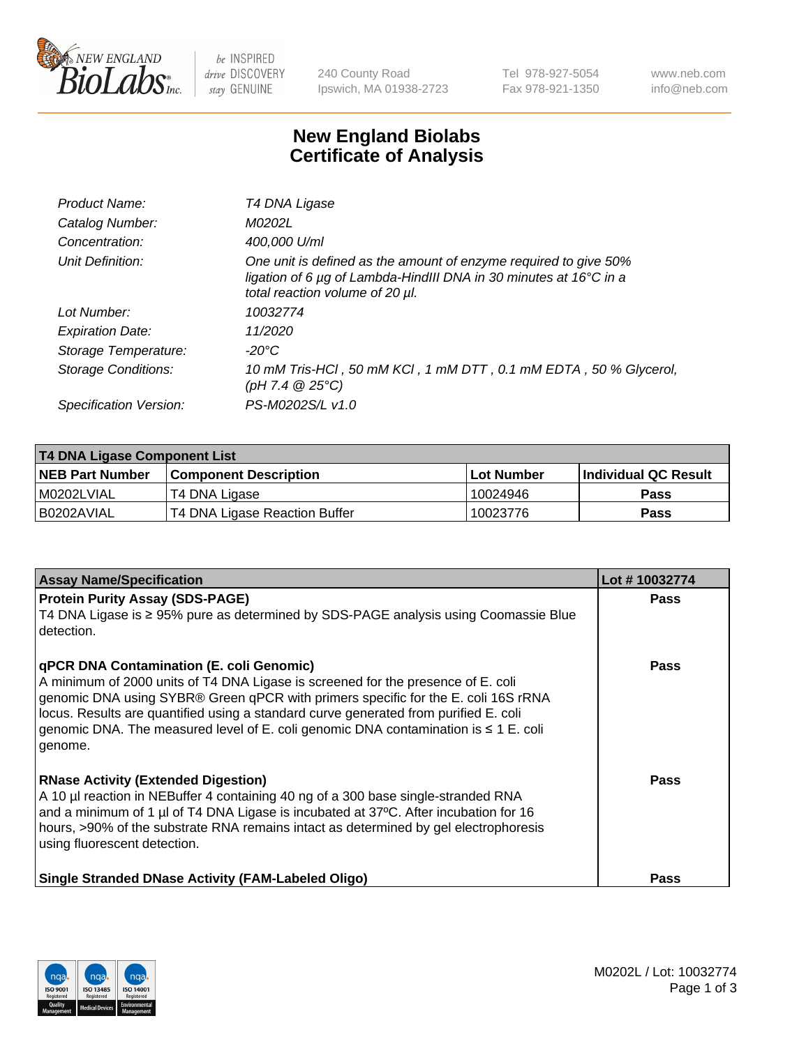New England BioLabs Inc. — be INSPIRED drive DISCOVERY stay GENUINE

240 County Road
Ipswich, MA 01938-2723

Tel 978-927-5054
Fax 978-921-1350

www.neb.com
info@neb.com

# New England Biolabs
# Certificate of Analysis

| | |
|---|---|
| *Product Name:* | *T4 DNA Ligase* |
| *Catalog Number:* | *M0202L* |
| *Concentration:* | *400,000 U/ml* |
| *Unit Definition:* | *One unit is defined as the amount of enzyme required to give 50% ligation of 6 µg of Lambda-HindIII DNA in 30 minutes at 16°C in a total reaction volume of 20 µl.* |
| *Lot Number:* | *10032774* |
| *Expiration Date:* | *11/2020* |
| *Storage Temperature:* | *-20°C* |
| *Storage Conditions:* | *10 mM Tris-HCl , 50 mM KCl , 1 mM DTT , 0.1 mM EDTA , 50 % Glycerol, (pH 7.4 @ 25°C)* |
| *Specification Version:* | *PS-M0202S/L v1.0* |

| T4 DNA Ligase Component List | | | |
|---|---|---|---|
| **NEB Part Number** | **Component Description** | **Lot Number** | **Individual QC Result** |
| M0202LVIAL | T4 DNA Ligase | 10024946 | Pass |
| B0202AVIAL | T4 DNA Ligase Reaction Buffer | 10023776 | Pass |

| Assay Name/Specification | Lot # 10032774 |
|---|---|
| **Protein Purity Assay (SDS-PAGE)**<br>T4 DNA Ligase is ≥ 95% pure as determined by SDS-PAGE analysis using Coomassie Blue detection. | Pass |
| **qPCR DNA Contamination (E. coli Genomic)**<br>A minimum of 2000 units of T4 DNA Ligase is screened for the presence of E. coli genomic DNA using SYBR® Green qPCR with primers specific for the E. coli 16S rRNA locus. Results are quantified using a standard curve generated from purified E. coli genomic DNA. The measured level of E. coli genomic DNA contamination is ≤ 1 E. coli genome. | Pass |
| **RNase Activity (Extended Digestion)**<br>A 10 µl reaction in NEBuffer 4 containing 40 ng of a 300 base single-stranded RNA and a minimum of 1 µl of T4 DNA Ligase is incubated at 37ºC. After incubation for 16 hours, >90% of the substrate RNA remains intact as determined by gel electrophoresis using fluorescent detection. | Pass |
| **Single Stranded DNase Activity (FAM-Labeled Oligo)** | Pass |

M0202L / Lot: 10032774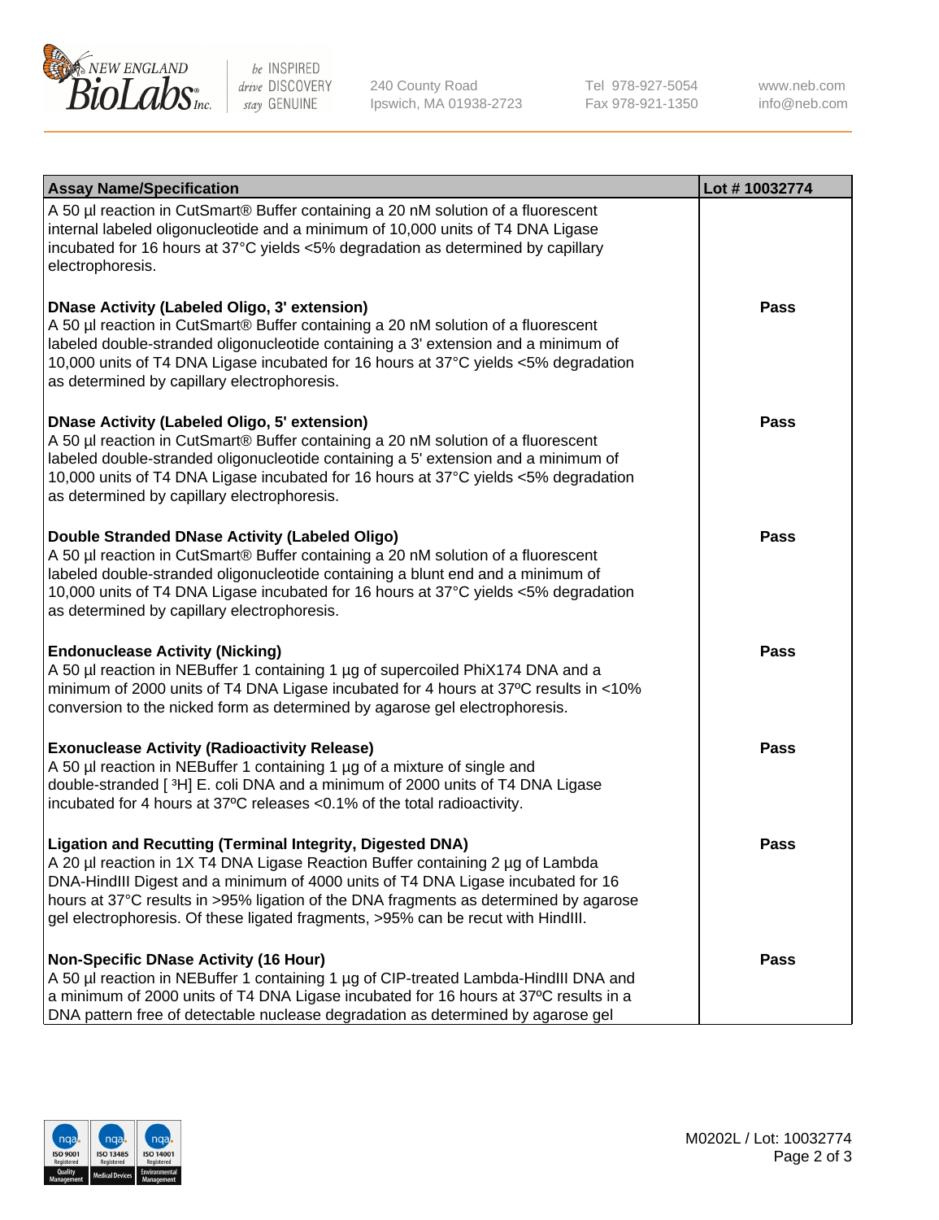| Assay Name/Specification | Lot # 10032774 |
| --- | --- |
| A 50 µl reaction in CutSmart® Buffer containing a 20 nM solution of a fluorescent internal labeled oligonucleotide and a minimum of 10,000 units of T4 DNA Ligase incubated for 16 hours at 37°C yields <5% degradation as determined by capillary electrophoresis. | |
| **DNase Activity (Labeled Oligo, 3' extension)**<br>A 50 µl reaction in CutSmart® Buffer containing a 20 nM solution of a fluorescent labeled double-stranded oligonucleotide containing a 3' extension and a minimum of 10,000 units of T4 DNA Ligase incubated for 16 hours at 37°C yields <5% degradation as determined by capillary electrophoresis. | **Pass** |
| **DNase Activity (Labeled Oligo, 5' extension)**<br>A 50 µl reaction in CutSmart® Buffer containing a 20 nM solution of a fluorescent labeled double-stranded oligonucleotide containing a 5' extension and a minimum of 10,000 units of T4 DNA Ligase incubated for 16 hours at 37°C yields <5% degradation as determined by capillary electrophoresis. | **Pass** |
| **Double Stranded DNase Activity (Labeled Oligo)**<br>A 50 µl reaction in CutSmart® Buffer containing a 20 nM solution of a fluorescent labeled double-stranded oligonucleotide containing a blunt end and a minimum of 10,000 units of T4 DNA Ligase incubated for 16 hours at 37°C yields <5% degradation as determined by capillary electrophoresis. | **Pass** |
| **Endonuclease Activity (Nicking)**<br>A 50 µl reaction in NEBuffer 1 containing 1 µg of supercoiled PhiX174 DNA and a minimum of 2000 units of T4 DNA Ligase incubated for 4 hours at 37ºC results in <10% conversion to the nicked form as determined by agarose gel electrophoresis. | **Pass** |
| **Exonuclease Activity (Radioactivity Release)**<br>A 50 µl reaction in NEBuffer 1 containing 1 µg of a mixture of single and double-stranded [ $^{3}$H] E. coli DNA and a minimum of 2000 units of T4 DNA Ligase incubated for 4 hours at 37ºC releases <0.1% of the total radioactivity. | **Pass** |
| **Ligation and Recutting (Terminal Integrity, Digested DNA)**<br>A 20 µl reaction in 1X T4 DNA Ligase Reaction Buffer containing 2 µg of Lambda DNA-HindIII Digest and a minimum of 4000 units of T4 DNA Ligase incubated for 16 hours at 37°C results in >95% ligation of the DNA fragments as determined by agarose gel electrophoresis. Of these ligated fragments, >95% can be recut with HindIII. | **Pass** |
| **Non-Specific DNase Activity (16 Hour)**<br>A 50 µl reaction in NEBuffer 1 containing 1 µg of CIP-treated Lambda-HindIII DNA and a minimum of 2000 units of T4 DNA Ligase incubated for 16 hours at 37ºC results in a DNA pattern free of detectable nuclease degradation as determined by agarose gel | **Pass** |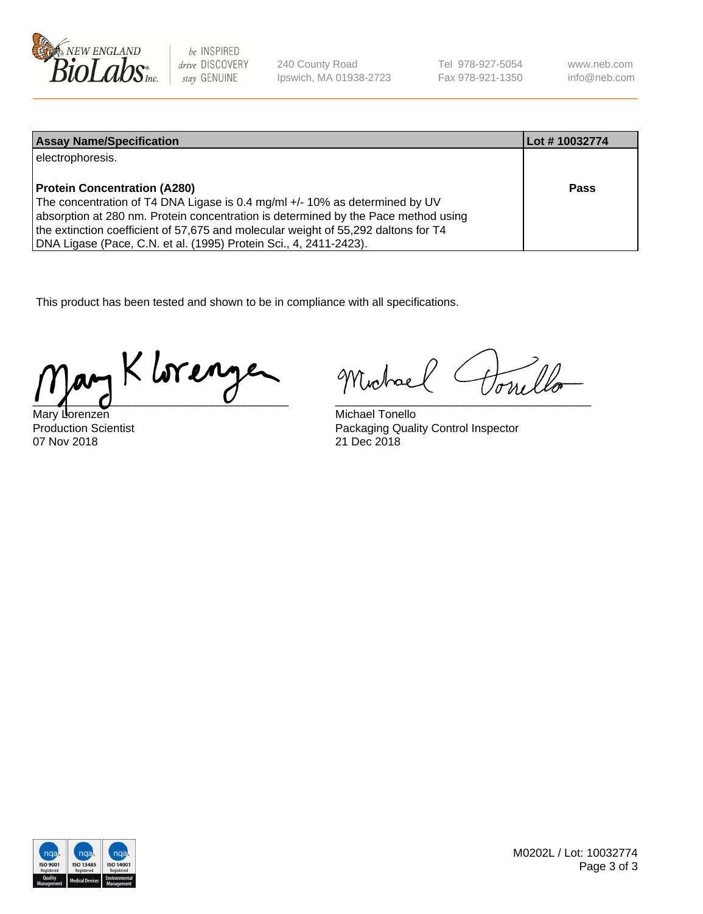| Assay Name/Specification | Lot # 10032774 |
|---|---|
| electrophoresis. | |
| **Protein Concentration (A280)**<br>The concentration of T4 DNA Ligase is 0.4 mg/ml +/- 10% as determined by UV absorption at 280 nm. Protein concentration is determined by the Pace method using the extinction coefficient of 57,675 and molecular weight of 55,292 daltons for T4 DNA Ligase (Pace, C.N. et al. (1995) Protein Sci., 4, 2411-2423). | **Pass** |

This product has been tested and shown to be in compliance with all specifications.

Mary Lorenzen
Production Scientist
07 Nov 2018

Michael Tonello
Packaging Quality Control Inspector
21 Dec 2018

M0202L / Lot: 10032774